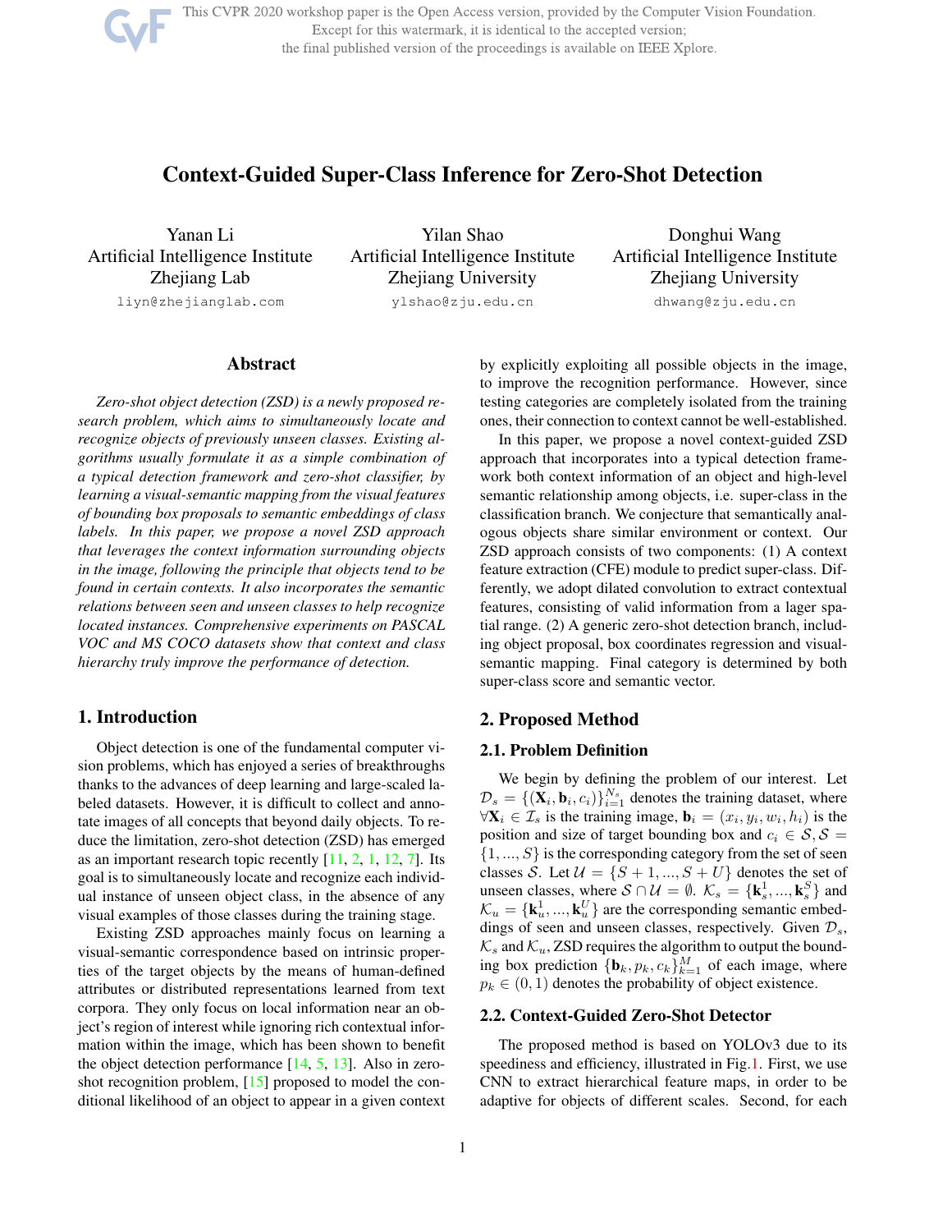# Context-Guided Super-Class Inference for Zero-Shot Detection

Yanan Li
Artificial Intelligence Institute
Zhejiang Lab
liyn@zhejianglab.com

Yilan Shao
Artificial Intelligence Institute
Zhejiang University
ylshao@zju.edu.cn

Donghui Wang
Artificial Intelligence Institute
Zhejiang University
dhwang@zju.edu.cn

## Abstract

*Zero-shot object detection (ZSD) is a newly proposed research problem, which aims to simultaneously locate and recognize objects of previously unseen classes. Existing algorithms usually formulate it as a simple combination of a typical detection framework and zero-shot classifier, by learning a visual-semantic mapping from the visual features of bounding box proposals to semantic embeddings of class labels. In this paper, we propose a novel ZSD approach that leverages the context information surrounding objects in the image, following the principle that objects tend to be found in certain contexts. It also incorporates the semantic relations between seen and unseen classes to help recognize located instances. Comprehensive experiments on PASCAL VOC and MS COCO datasets show that context and class hierarchy truly improve the performance of detection.*

## 1. Introduction

Object detection is one of the fundamental computer vision problems, which has enjoyed a series of breakthroughs thanks to the advances of deep learning and large-scaled labeled datasets. However, it is difficult to collect and annotate images of all concepts that beyond daily objects. To reduce the limitation, zero-shot detection (ZSD) has emerged as an important research topic recently [11, 2, 1, 12, 7]. Its goal is to simultaneously locate and recognize each individual instance of unseen object class, in the absence of any visual examples of those classes during the training stage.

Existing ZSD approaches mainly focus on learning a visual-semantic correspondence based on intrinsic properties of the target objects by the means of human-defined attributes or distributed representations learned from text corpora. They only focus on local information near an object's region of interest while ignoring rich contextual information within the image, which has been shown to benefit the object detection performance [14, 5, 13]. Also in zero-shot recognition problem, [15] proposed to model the conditional likelihood of an object to appear in a given context by explicitly exploiting all possible objects in the image, to improve the recognition performance. However, since testing categories are completely isolated from the training ones, their connection to context cannot be well-established.

In this paper, we propose a novel context-guided ZSD approach that incorporates into a typical detection framework both context information of an object and high-level semantic relationship among objects, i.e. super-class in the classification branch. We conjecture that semantically analogous objects share similar environment or context. Our ZSD approach consists of two components: (1) A context feature extraction (CFE) module to predict super-class. Differently, we adopt dilated convolution to extract contextual features, consisting of valid information from a lager spatial range. (2) A generic zero-shot detection branch, including object proposal, box coordinates regression and visual-semantic mapping. Final category is determined by both super-class score and semantic vector.

## 2. Proposed Method

### 2.1. Problem Definition

We begin by defining the problem of our interest. Let $\mathcal{D}_s = \{(\mathbf{X}_i, \mathbf{b}_i, c_i)\}_{i=1}^{N_s}$ denotes the training dataset, where $\forall \mathbf{X}_i \in \mathcal{I}_s$ is the training image, $\mathbf{b}_i = (x_i, y_i, w_i, h_i)$ is the position and size of target bounding box and $c_i \in \mathcal{S}, \mathcal{S} = \{1, ..., S\}$ is the corresponding category from the set of seen classes $\mathcal{S}$. Let $\mathcal{U} = \{S+1, ..., S+U\}$ denotes the set of unseen classes, where $\mathcal{S} \cap \mathcal{U} = \emptyset$. $\mathcal{K}_s = \{\mathbf{k}_s^1, ..., \mathbf{k}_s^S\}$ and $\mathcal{K}_u = \{\mathbf{k}_u^1, ..., \mathbf{k}_u^U\}$ are the corresponding semantic embeddings of seen and unseen classes, respectively. Given $\mathcal{D}_s$, $\mathcal{K}_s$ and $\mathcal{K}_u$, ZSD requires the algorithm to output the bounding box prediction $\{\mathbf{b}_k, p_k, c_k\}_{k=1}^{M}$ of each image, where $p_k \in (0, 1)$ denotes the probability of object existence.

### 2.2. Context-Guided Zero-Shot Detector

The proposed method is based on YOLOv3 due to its speediness and efficiency, illustrated in Fig.1. First, we use CNN to extract hierarchical feature maps, in order to be adaptive for objects of different scales. Second, for each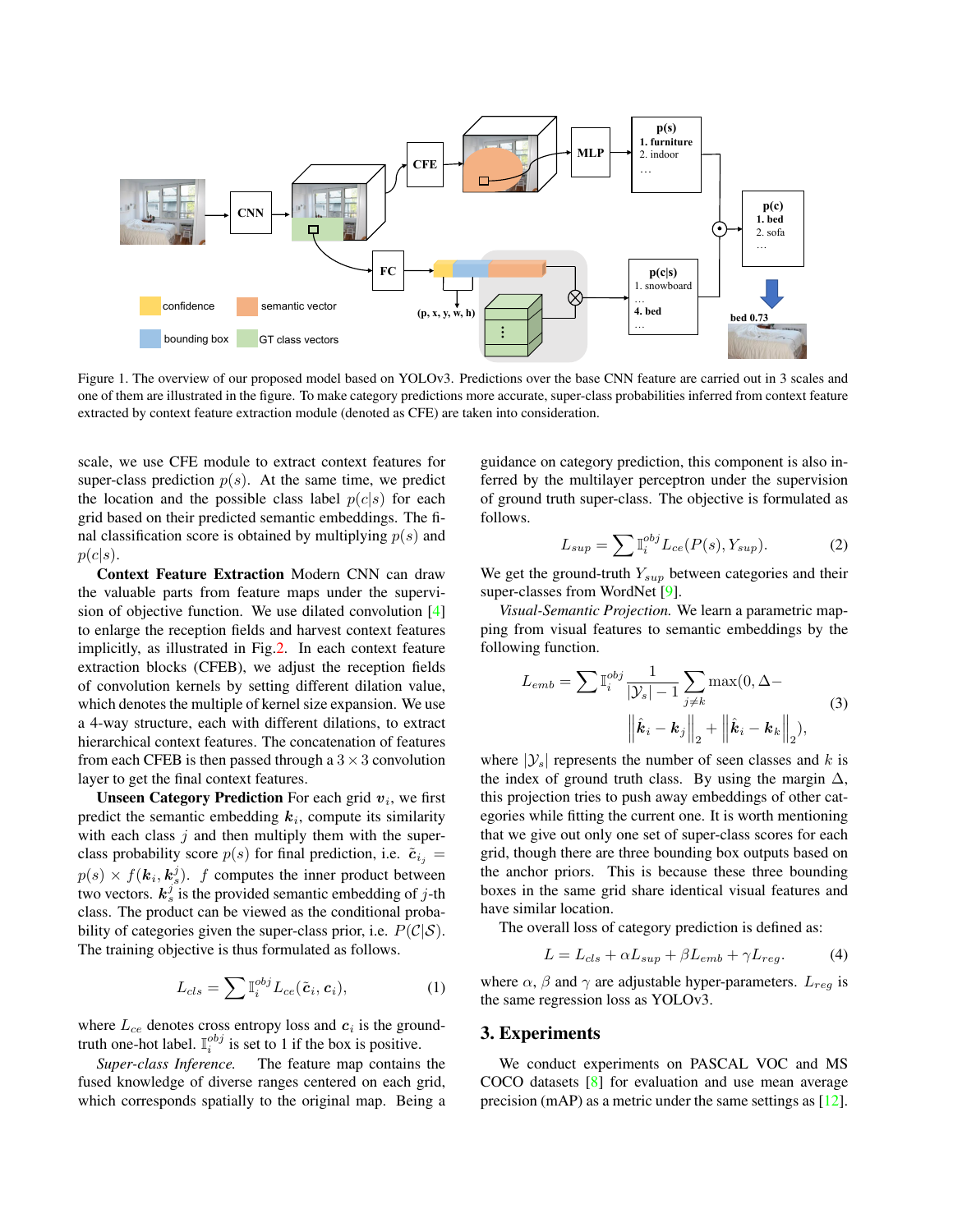Figure 1. The overview of our proposed model based on YOLOv3. Predictions over the base CNN feature are carried out in 3 scales and one of them are illustrated in the figure. To make category predictions more accurate, super-class probabilities inferred from context feature extracted by context feature extraction module (denoted as CFE) are taken into consideration.

scale, we use CFE module to extract context features for super-class prediction $p(s)$. At the same time, we predict the location and the possible class label $p(c|s)$ for each grid based on their predicted semantic embeddings. The final classification score is obtained by multiplying $p(s)$ and $p(c|s)$.

**Context Feature Extraction** Modern CNN can draw the valuable parts from feature maps under the supervision of objective function. We use dilated convolution [4] to enlarge the reception fields and harvest context features implicitly, as illustrated in Fig.2. In each context feature extraction blocks (CFEB), we adjust the reception fields of convolution kernels by setting different dilation value, which denotes the multiple of kernel size expansion. We use a 4-way structure, each with different dilations, to extract hierarchical contextual features. The concatenation of features from each CFEB is then passed through a $3 \times 3$ convolution layer to get the final context features.

**Unseen Category Prediction** For each grid $\boldsymbol{v}_i$, we first predict the semantic embedding $\boldsymbol{k}_i$, compute its similarity with each class $j$ and then multiply them with the super-class probability score $p(s)$ for final prediction, i.e. $\tilde{\boldsymbol{c}}_{i_j} = p(s) \times f(\boldsymbol{k}_i, \boldsymbol{k}_s^j)$. $f$ computes the inner product between two vectors. $\boldsymbol{k}_s^j$ is the provided semantic embedding of $j$-th class. The product can be viewed as the conditional probability of categories given the super-class prior, i.e. $P(\mathcal{C}|\mathcal{S})$. The training objective is thus formulated as follows.

$$L_{cls} = \sum \mathbb{I}_i^{obj} L_{ce}(\tilde{\boldsymbol{c}}_i, \boldsymbol{c}_i), \tag{1}$$

where $L_{ce}$ denotes cross entropy loss and $\boldsymbol{c}_i$ is the ground-truth one-hot label. $\mathbb{I}_i^{obj}$ is set to 1 if the box is positive.

*Super-class Inference.* The feature map contains the fused knowledge of diverse ranges centered on each grid, which corresponds spatially to the original map. Being a guidance on category prediction, this component is also inferred by the multilayer perceptron under the supervision of ground truth super-class. The objective is formulated as follows.

$$L_{sup} = \sum \mathbb{I}_i^{obj} L_{ce}(P(s), Y_{sup}). \tag{2}$$

We get the ground-truth $Y_{sup}$ between categories and their super-classes from WordNet [9].

*Visual-Semantic Projection.* We learn a parametric mapping from visual features to semantic embeddings by the following function.

$$L_{emb} = \sum \mathbb{I}_i^{obj} \frac{1}{|\mathcal{Y}_s| - 1} \sum_{j \neq k} \max(0, \Delta - \left\| \hat{\boldsymbol{k}}_i - \boldsymbol{k}_j \right\|_2 + \left\| \hat{\boldsymbol{k}}_i - \boldsymbol{k}_k \right\|_2), \tag{3}$$

where $|\mathcal{Y}_s|$ represents the number of seen classes and $k$ is the index of ground truth class. By using the margin $\Delta$, this projection tries to push away embeddings of other categories while fitting the current one. It is worth mentioning that we give out only one set of super-class scores for each grid, though there are three bounding box outputs based on the anchor priors. This is because these three bounding boxes in the same grid share identical visual features and have similar location.

The overall loss of category prediction is defined as:

$$L = L_{cls} + \alpha L_{sup} + \beta L_{emb} + \gamma L_{reg}. \tag{4}$$

where $\alpha$, $\beta$ and $\gamma$ are adjustable hyper-parameters. $L_{reg}$ is the same regression loss as YOLOv3.

## 3. Experiments

We conduct experiments on PASCAL VOC and MS COCO datasets [8] for evaluation and use mean average precision (mAP) as a metric under the same settings as [12].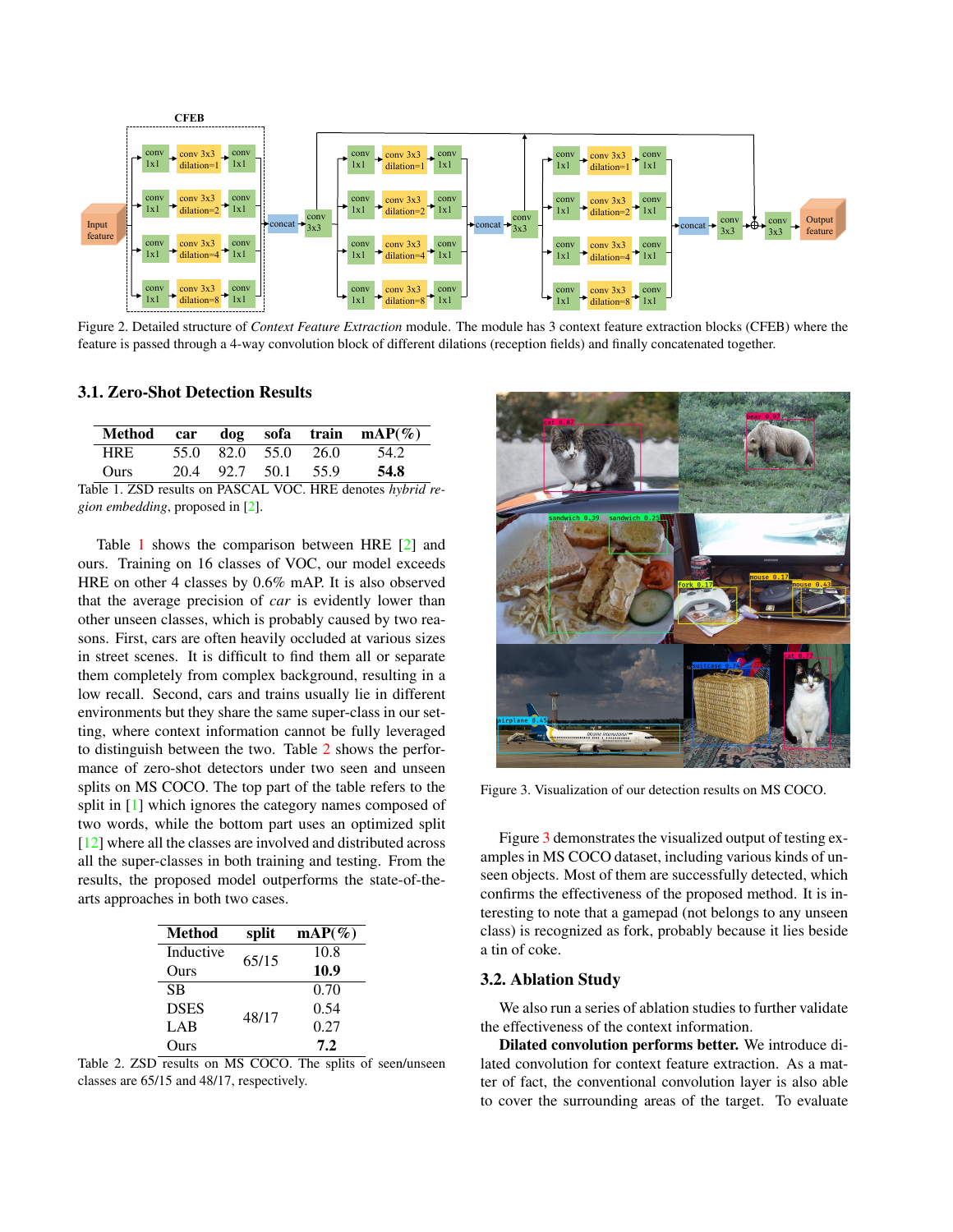Figure 2. Detailed structure of *Context Feature Extraction* module. The module has 3 context feature extraction blocks (CFEB) where the feature is passed through a 4-way convolution block of different dilations (reception fields) and finally concatenated together.

### 3.1. Zero-Shot Detection Results

| Method | car | dog | sofa | train | mAP(%) |
|---|---|---|---|---|---|
| HRE | 55.0 | 82.0 | 55.0 | 26.0 | 54.2 |
| Ours | 20.4 | 92.7 | 50.1 | 55.9 | **54.8** |

Table 1. ZSD results on PASCAL VOC. HRE denotes *hybrid region embedding*, proposed in [2].

Table 1 shows the comparison between HRE [2] and ours. Training on 16 classes of VOC, our model exceeds HRE on other 4 classes by 0.6% mAP. It is also observed that the average precision of *car* is evidently lower than other unseen classes, which is probably caused by two reasons. First, cars are often heavily occluded at various sizes in street scenes. It is difficult to find them all or separate them completely from complex background, resulting in a low recall. Second, cars and trains usually lie in different environments but they share the same super-class in our setting, where context information cannot be fully leveraged to distinguish between the two. Table 2 shows the performance of zero-shot detectors under two seen and unseen splits on MS COCO. The top part of the table refers to the split in [1] which ignores the category names composed of two words, while the bottom part uses an optimized split [12] where all the classes are involved and distributed across all the super-classes in both training and testing. From the results, the proposed model outperforms the state-of-the-arts approaches in both two cases.

| Method | split | mAP(%) |
|---|---|---|
| Inductive | 65/15 | 10.8 |
| Ours | | **10.9** |
| SB | 48/17 | 0.70 |
| DSES | | 0.54 |
| LAB | | 0.27 |
| Ours | | **7.2** |

Table 2. ZSD results on MS COCO. The splits of seen/unseen classes are 65/15 and 48/17, respectively.

Figure 3. Visualization of our detection results on MS COCO.

Figure 3 demonstrates the visualized output of testing examples in MS COCO dataset, including various kinds of unseen objects. Most of them are successfully detected, which confirms the effectiveness of the proposed method. It is interesting to note that a gamepad (not belongs to any unseen class) is recognized as fork, probably because it lies beside a tin of coke.

### 3.2. Ablation Study

We also run a series of ablation studies to further validate the effectiveness of the context information.

**Dilated convolution performs better.** We introduce dilated convolution for context feature extraction. As a matter of fact, the conventional convolution layer is also able to cover the surrounding areas of the target. To evaluate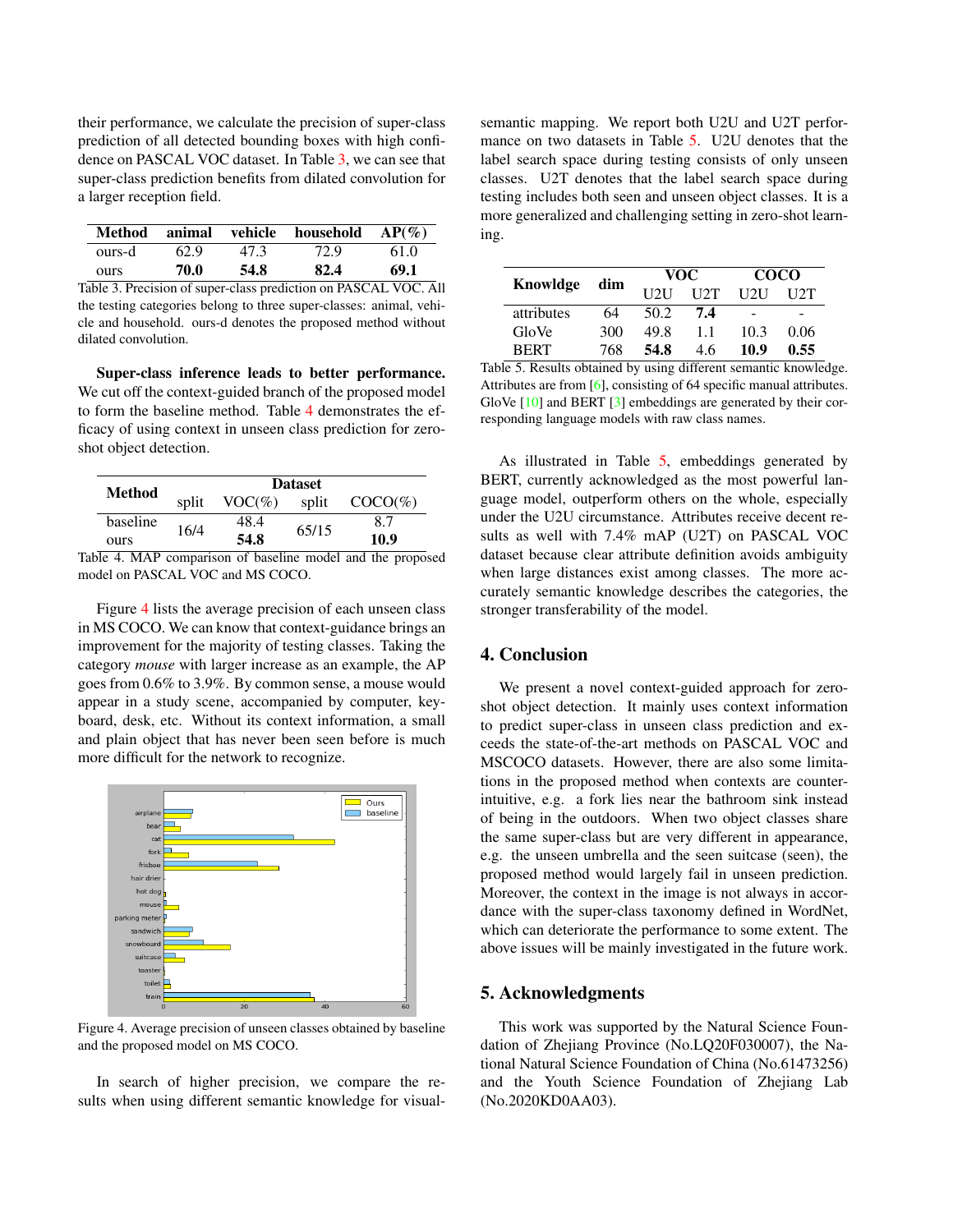their performance, we calculate the precision of super-class prediction of all detected bounding boxes with high confidence on PASCAL VOC dataset. In Table 3, we can see that super-class prediction benefits from dilated convolution for a larger reception field.

| Method | animal | vehicle | household | AP(%) |
|---|---|---|---|---|
| ours-d | 62.9 | 47.3 | 72.9 | 61.0 |
| ours | **70.0** | **54.8** | **82.4** | **69.1** |

Table 3. Precision of super-class prediction on PASCAL VOC. All the testing categories belong to three super-classes: animal, vehicle and household. ours-d denotes the proposed method without dilated convolution.

**Super-class inference leads to better performance.** We cut off the context-guided branch of the proposed model to form the baseline method. Table 4 demonstrates the efficacy of using context in unseen class prediction for zero-shot object detection.

| Method | Dataset | | | |
|---|---|---|---|---|
| | split | VOC(%) | split | COCO(%) |
| baseline | 16/4 | 48.4 | 65/15 | 8.7 |
| ours | | **54.8** | | **10.9** |

Table 4. MAP comparison of baseline model and the proposed model on PASCAL VOC and MS COCO.

Figure 4 lists the average precision of each unseen class in MS COCO. We can know that context-guidance brings an improvement for the majority of testing classes. Taking the category *mouse* with larger increase as an example, the AP goes from 0.6% to 3.9%. By common sense, a mouse would appear in a study scene, accompanied by computer, keyboard, desk, etc. Without its context information, a small and plain object that has never been seen before is much more difficult for the network to recognize.

Figure 4. Average precision of unseen classes obtained by baseline and the proposed model on MS COCO.

In search of higher precision, we compare the results when using different semantic knowledge for visual-semantic mapping. We report both U2U and U2T performance on two datasets in Table 5. U2U denotes that the label search space during testing consists of only unseen classes. U2T denotes that the label search space during testing includes both seen and unseen object classes. It is a more generalized and challenging setting in zero-shot learning.

| Knowldge | dim | VOC | | COCO | |
|---|---|---|---|---|---|
| | | U2U | U2T | U2U | U2T |
| attributes | 64 | 50.2 | **7.4** | - | - |
| GloVe | 300 | 49.8 | 1.1 | 10.3 | 0.06 |
| BERT | 768 | **54.8** | 4.6 | **10.9** | **0.55** |

Table 5. Results obtained by using different semantic knowledge. Attributes are from [6], consisting of 64 specific manual attributes. GloVe [10] and BERT [3] embeddings are generated by their corresponding language models with raw class names.

As illustrated in Table 5, embeddings generated by BERT, currently acknowledged as the most powerful language model, outperform others on the whole, especially under the U2U circumstance. Attributes receive decent results as well with 7.4% mAP (U2T) on PASCAL VOC dataset because clear attribute definition avoids ambiguity when large distances exist among classes. The more accurately semantic knowledge describes the categories, the stronger transferability of the model.

## 4. Conclusion

We present a novel context-guided approach for zero-shot object detection. It mainly uses context information to predict super-class in unseen class prediction and exceeds the state-of-the-art methods on PASCAL VOC and MSCOCO datasets. However, there are also some limitations in the proposed method when contexts are counter-intuitive, e.g. a fork lies near the bathroom sink instead of being in the outdoors. When two object classes share the same super-class but are very different in appearance, e.g. the unseen umbrella and the seen suitcase (seen), the proposed method would largely fail in unseen prediction. Moreover, the context in the image is not always in accordance with the super-class taxonomy defined in WordNet, which can deteriorate the performance to some extent. The above issues will be mainly investigated in the future work.

## 5. Acknowledgments

This work was supported by the Natural Science Foundation of Zhejiang Province (No.LQ20F030007), the National Natural Science Foundation of China (No.61473256) and the Youth Science Foundation of Zhejiang Lab (No.2020KD0AA03).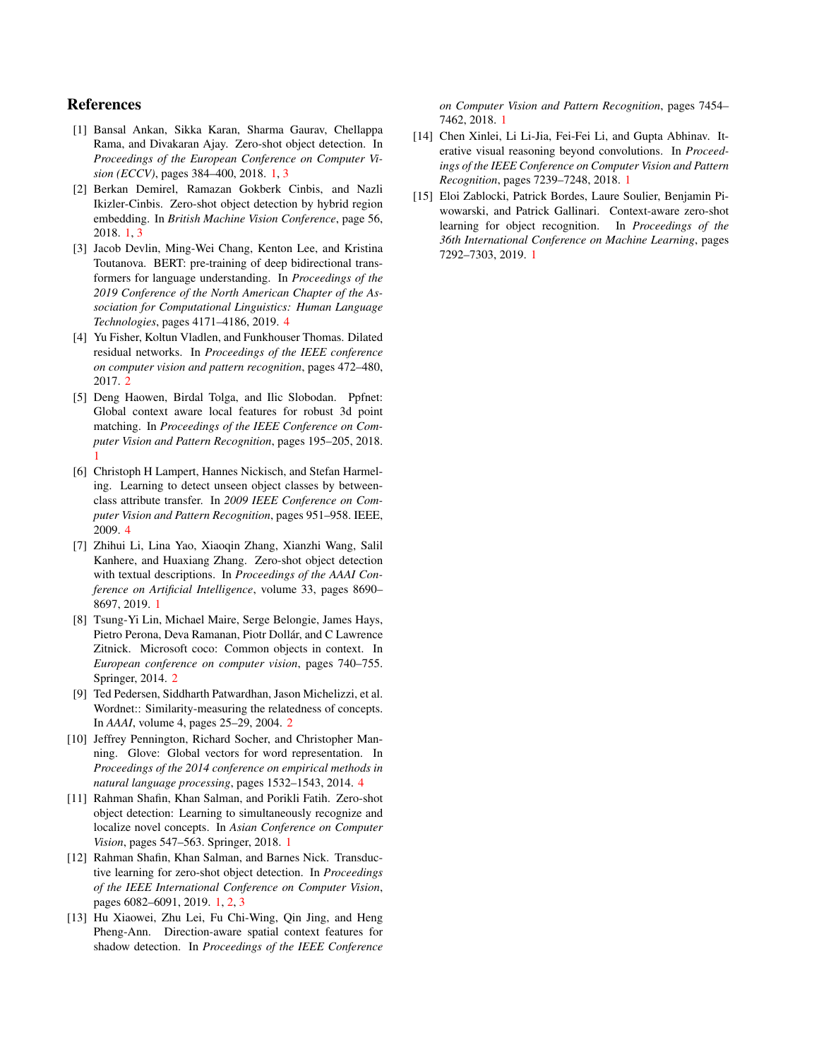## References

[1] Bansal Ankan, Sikka Karan, Sharma Gaurav, Chellappa Rama, and Divakaran Ajay. Zero-shot object detection. In *Proceedings of the European Conference on Computer Vision (ECCV)*, pages 384–400, 2018. 1, 3

[2] Berkan Demirel, Ramazan Gokberk Cinbis, and Nazli Ikizler-Cinbis. Zero-shot object detection by hybrid region embedding. In *British Machine Vision Conference*, page 56, 2018. 1, 3

[3] Jacob Devlin, Ming-Wei Chang, Kenton Lee, and Kristina Toutanova. BERT: pre-training of deep bidirectional transformers for language understanding. In *Proceedings of the 2019 Conference of the North American Chapter of the Association for Computational Linguistics: Human Language Technologies*, pages 4171–4186, 2019. 4

[4] Yu Fisher, Koltun Vladlen, and Funkhouser Thomas. Dilated residual networks. In *Proceedings of the IEEE conference on computer vision and pattern recognition*, pages 472–480, 2017. 2

[5] Deng Haowen, Birdal Tolga, and Ilic Slobodan. Ppfnet: Global context aware local features for robust 3d point matching. In *Proceedings of the IEEE Conference on Computer Vision and Pattern Recognition*, pages 195–205, 2018. 1

[6] Christoph H Lampert, Hannes Nickisch, and Stefan Harmeling. Learning to detect unseen object classes by between-class attribute transfer. In *2009 IEEE Conference on Computer Vision and Pattern Recognition*, pages 951–958. IEEE, 2009. 4

[7] Zhihui Li, Lina Yao, Xiaoqin Zhang, Xianzhi Wang, Salil Kanhere, and Huaxiang Zhang. Zero-shot object detection with textual descriptions. In *Proceedings of the AAAI Conference on Artificial Intelligence*, volume 33, pages 8690–8697, 2019. 1

[8] Tsung-Yi Lin, Michael Maire, Serge Belongie, James Hays, Pietro Perona, Deva Ramanan, Piotr Dollár, and C Lawrence Zitnick. Microsoft coco: Common objects in context. In *European conference on computer vision*, pages 740–755. Springer, 2014. 2

[9] Ted Pedersen, Siddharth Patwardhan, Jason Michelizzi, et al. Wordnet:: Similarity-measuring the relatedness of concepts. In *AAAI*, volume 4, pages 25–29, 2004. 2

[10] Jeffrey Pennington, Richard Socher, and Christopher Manning. Glove: Global vectors for word representation. In *Proceedings of the 2014 conference on empirical methods in natural language processing*, pages 1532–1543, 2014. 4

[11] Rahman Shafin, Khan Salman, and Porikli Fatih. Zero-shot object detection: Learning to simultaneously recognize and localize novel concepts. In *Asian Conference on Computer Vision*, pages 547–563. Springer, 2018. 1

[12] Rahman Shafin, Khan Salman, and Barnes Nick. Transductive learning for zero-shot object detection. In *Proceedings of the IEEE International Conference on Computer Vision*, pages 6082–6091, 2019. 1, 2, 3

[13] Hu Xiaowei, Zhu Lei, Fu Chi-Wing, Qin Jing, and Heng Pheng-Ann. Direction-aware spatial context features for shadow detection. In *Proceedings of the IEEE Conference on Computer Vision and Pattern Recognition*, pages 7454–7462, 2018. 1

[14] Chen Xinlei, Li Li-Jia, Fei-Fei Li, and Gupta Abhinav. Iterative visual reasoning beyond convolutions. In *Proceedings of the IEEE Conference on Computer Vision and Pattern Recognition*, pages 7239–7248, 2018. 1

[15] Eloi Zablocki, Patrick Bordes, Laure Soulier, Benjamin Piwowarski, and Patrick Gallinari. Context-aware zero-shot learning for object recognition. In *Proceedings of the 36th International Conference on Machine Learning*, pages 7292–7303, 2019. 1